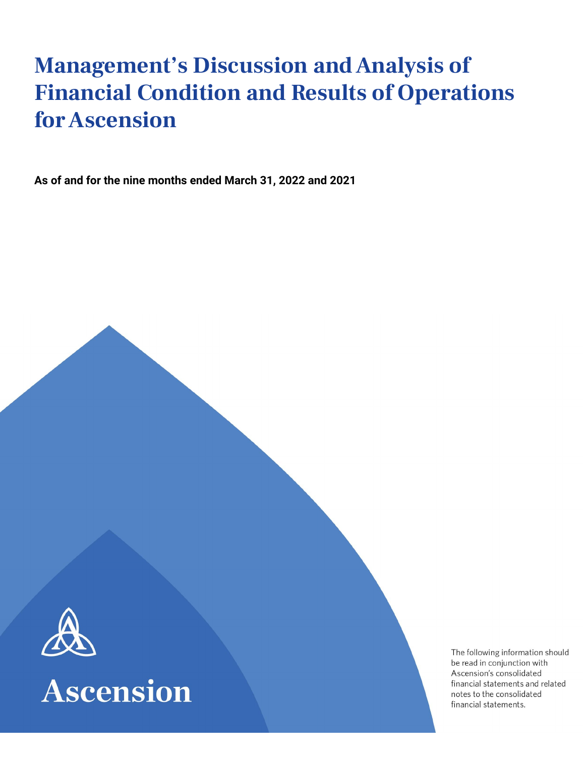# Management's Discussion and Analysis of Financial Condition and Results of Operations for Ascension

**As of and for the nine months ended March 31, 2022 and 2021**

Ascension

The following information should be read in conjunction with Ascension's consolidated financial statements and related notes to the consolidated financial statements.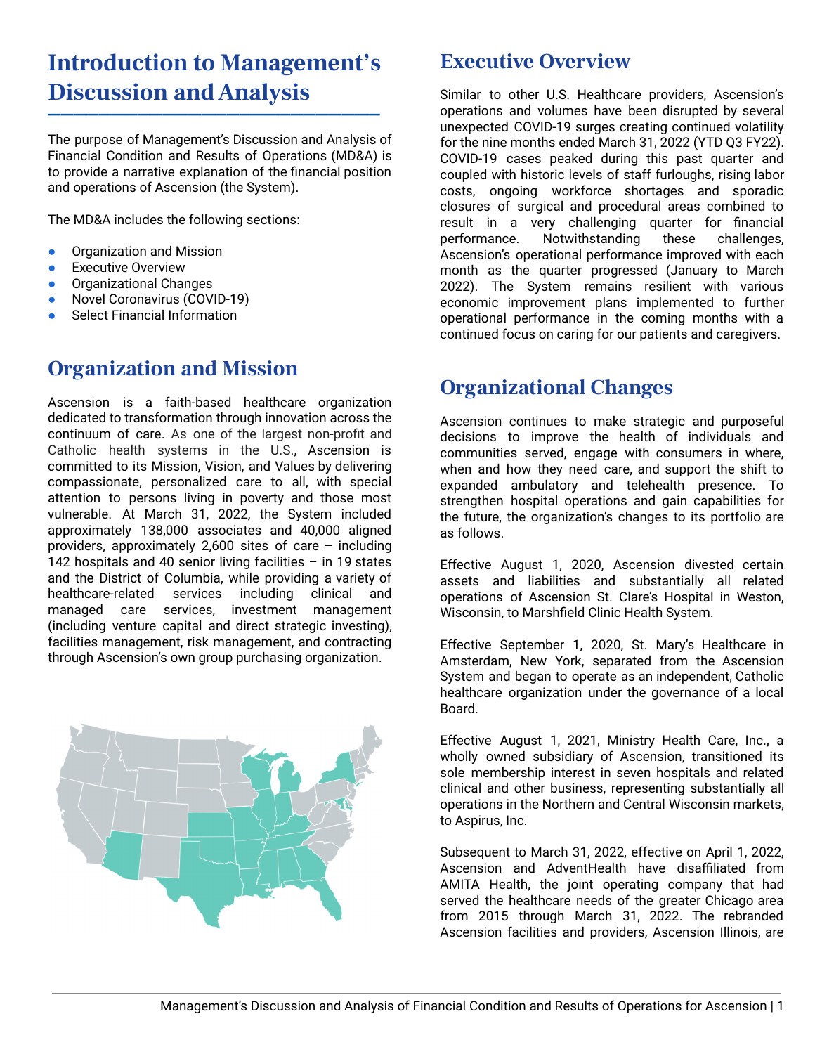# Introduction to Management's Discussion and Analysis

The purpose of Management's Discussion and Analysis of Financial Condition and Results of Operations (MD&A) is to provide a narrative explanation of the financial position and operations of Ascension (the System).

The MD&A includes the following sections:

- Organization and Mission
- Executive Overview
- Organizational Changes
- Novel Coronavirus (COVID-19)
- Select Financial Information

## Organization and Mission

Ascension is a faith-based healthcare organization dedicated to transformation through innovation across the continuum of care. As one of the largest non-profit and Catholic health systems in the U.S., Ascension is committed to its Mission, Vision, and Values by delivering compassionate, personalized care to all, with special attention to persons living in poverty and those most vulnerable. At March 31, 2022, the System included approximately 138,000 associates and 40,000 aligned providers, approximately 2,600 sites of care – including 142 hospitals and 40 senior living facilities – in 19 states and the District of Columbia, while providing a variety of healthcare-related services including clinical and managed care services, investment management (including venture capital and direct strategic investing), facilities management, risk management, and contracting through Ascension's own group purchasing organization.

## Executive Overview

Similar to other U.S. Healthcare providers, Ascension's operations and volumes have been disrupted by several unexpected COVID-19 surges creating continued volatility for the nine months ended March 31, 2022 (YTD Q3 FY22). COVID-19 cases peaked during this past quarter and coupled with historic levels of staff furloughs, rising labor costs, ongoing workforce shortages and sporadic closures of surgical and procedural areas combined to result in a very challenging quarter for financial performance. Notwithstanding these challenges, Ascension's operational performance improved with each month as the quarter progressed (January to March 2022). The System remains resilient with various economic improvement plans implemented to further operational performance in the coming months with a continued focus on caring for our patients and caregivers.

## Organizational Changes

Ascension continues to make strategic and purposeful decisions to improve the health of individuals and communities served, engage with consumers in where, when and how they need care, and support the shift to expanded ambulatory and telehealth presence. To strengthen hospital operations and gain capabilities for the future, the organization's changes to its portfolio are as follows.

Effective August 1, 2020, Ascension divested certain assets and liabilities and substantially all related operations of Ascension St. Clare's Hospital in Weston, Wisconsin, to Marshfield Clinic Health System.

Effective September 1, 2020, St. Mary's Healthcare in Amsterdam, New York, separated from the Ascension System and began to operate as an independent, Catholic healthcare organization under the governance of a local Board.

Effective August 1, 2021, Ministry Health Care, Inc., a wholly owned subsidiary of Ascension, transitioned its sole membership interest in seven hospitals and related clinical and other business, representing substantially all operations in the Northern and Central Wisconsin markets, to Aspirus, Inc.

Subsequent to March 31, 2022, effective on April 1, 2022, Ascension and AdventHealth have disaffiliated from AMITA Health, the joint operating company that had served the healthcare needs of the greater Chicago area from 2015 through March 31, 2022. The rebranded Ascension facilities and providers, Ascension Illinois, are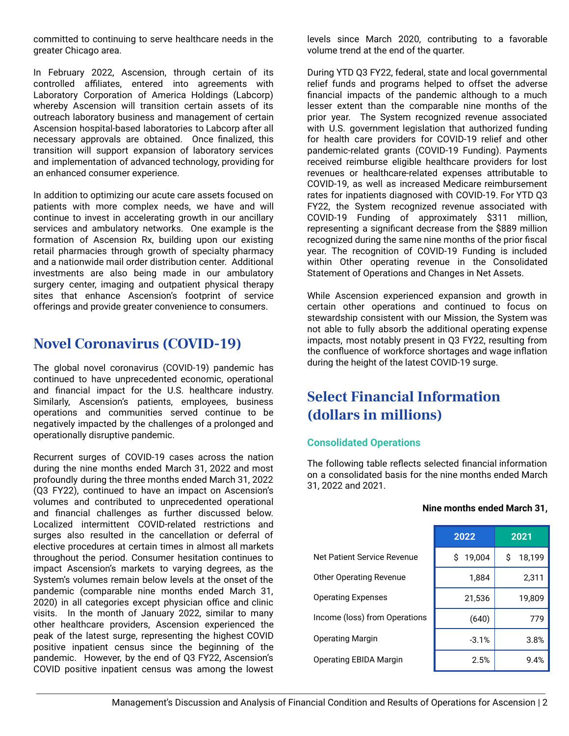committed to continuing to serve healthcare needs in the greater Chicago area.

In February 2022, Ascension, through certain of its controlled affiliates, entered into agreements with Laboratory Corporation of America Holdings (Labcorp) whereby Ascension will transition certain assets of its outreach laboratory business and management of certain Ascension hospital-based laboratories to Labcorp after all necessary approvals are obtained. Once finalized, this transition will support expansion of laboratory services and implementation of advanced technology, providing for an enhanced consumer experience.

In addition to optimizing our acute care assets focused on patients with more complex needs, we have and will continue to invest in accelerating growth in our ancillary services and ambulatory networks. One example is the formation of Ascension Rx, building upon our existing retail pharmacies through growth of specialty pharmacy and a nationwide mail order distribution center. Additional investments are also being made in our ambulatory surgery center, imaging and outpatient physical therapy sites that enhance Ascension's footprint of service offerings and provide greater convenience to consumers.

## Novel Coronavirus (COVID-19)

The global novel coronavirus (COVID-19) pandemic has continued to have unprecedented economic, operational and financial impact for the U.S. healthcare industry. Similarly, Ascension's patients, employees, business operations and communities served continue to be negatively impacted by the challenges of a prolonged and operationally disruptive pandemic.

Recurrent surges of COVID-19 cases across the nation during the nine months ended March 31, 2022 and most profoundly during the three months ended March 31, 2022 (Q3 FY22), continued to have an impact on Ascension's volumes and contributed to unprecedented operational and financial challenges as further discussed below. Localized intermittent COVID-related restrictions and surges also resulted in the cancellation or deferral of elective procedures at certain times in almost all markets throughout the period. Consumer hesitation continues to impact Ascension's markets to varying degrees, as the System's volumes remain below levels at the onset of the pandemic (comparable nine months ended March 31, 2020) in all categories except physician office and clinic visits. In the month of January 2022, similar to many other healthcare providers, Ascension experienced the peak of the latest surge, representing the highest COVID positive inpatient census since the beginning of the pandemic. However, by the end of Q3 FY22, Ascension's COVID positive inpatient census was among the lowest levels since March 2020, contributing to a favorable volume trend at the end of the quarter.

During YTD Q3 FY22, federal, state and local governmental relief funds and programs helped to offset the adverse financial impacts of the pandemic although to a much lesser extent than the comparable nine months of the prior year. The System recognized revenue associated with U.S. government legislation that authorized funding for health care providers for COVID-19 relief and other pandemic-related grants (COVID-19 Funding). Payments received reimburse eligible healthcare providers for lost revenues or healthcare-related expenses attributable to COVID-19, as well as increased Medicare reimbursement rates for inpatients diagnosed with COVID-19. For YTD Q3 FY22, the System recognized revenue associated with COVID-19 Funding of approximately $311 million, representing a significant decrease from the $889 million recognized during the same nine months of the prior fiscal year. The recognition of COVID-19 Funding is included within Other operating revenue in the Consolidated Statement of Operations and Changes in Net Assets.

While Ascension experienced expansion and growth in certain other operations and continued to focus on stewardship consistent with our Mission, the System was not able to fully absorb the additional operating expense impacts, most notably present in Q3 FY22, resulting from the confluence of workforce shortages and wage inflation during the height of the latest COVID-19 surge.

## Select Financial Information (dollars in millions)

### Consolidated Operations

The following table reflects selected financial information on a consolidated basis for the nine months ended March 31, 2022 and 2021.

**Nine months ended March 31,**

| | 2022 | 2021 |
|---|---|---|
| Net Patient Service Revenue | $ 19,004 | $ 18,199 |
| Other Operating Revenue | 1,884 | 2,311 |
| Operating Expenses | 21,536 | 19,809 |
| Income (loss) from Operations | (640) | 779 |
| Operating Margin | -3.1% | 3.8% |
| Operating EBIDA Margin | 2.5% | 9.4% |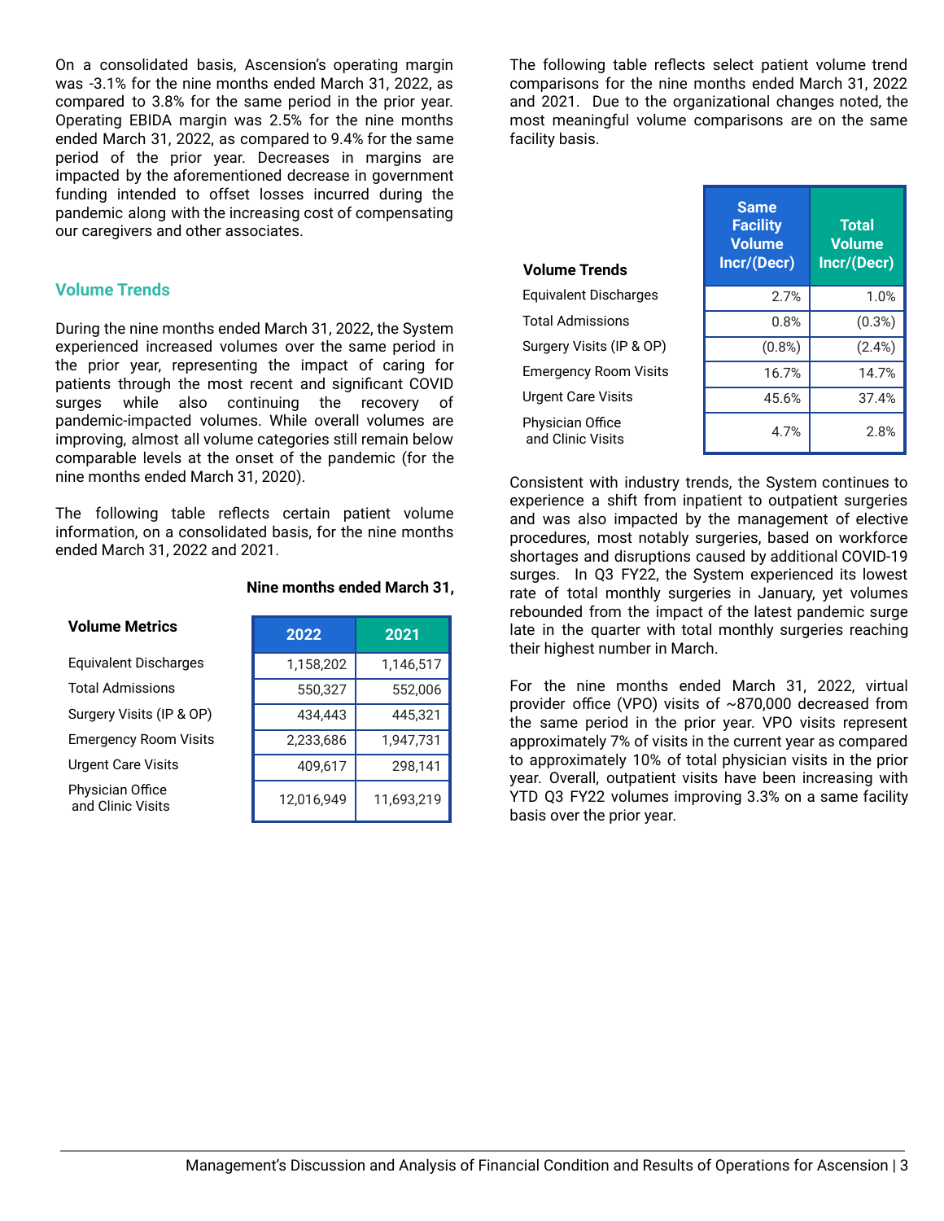On a consolidated basis, Ascension's operating margin was -3.1% for the nine months ended March 31, 2022, as compared to 3.8% for the same period in the prior year. Operating EBIDA margin was 2.5% for the nine months ended March 31, 2022, as compared to 9.4% for the same period of the prior year. Decreases in margins are impacted by the aforementioned decrease in government funding intended to offset losses incurred during the pandemic along with the increasing cost of compensating our caregivers and other associates.

## Volume Trends

During the nine months ended March 31, 2022, the System experienced increased volumes over the same period in the prior year, representing the impact of caring for patients through the most recent and significant COVID surges while also continuing the recovery of pandemic-impacted volumes. While overall volumes are improving, almost all volume categories still remain below comparable levels at the onset of the pandemic (for the nine months ended March 31, 2020).

The following table reflects certain patient volume information, on a consolidated basis, for the nine months ended March 31, 2022 and 2021.

| | Nine months ended March 31, | |
|---|---|---|
| **Volume Metrics** | **2022** | **2021** |
| Equivalent Discharges | 1,158,202 | 1,146,517 |
| Total Admissions | 550,327 | 552,006 |
| Surgery Visits (IP & OP) | 434,443 | 445,321 |
| Emergency Room Visits | 2,233,686 | 1,947,731 |
| Urgent Care Visits | 409,617 | 298,141 |
| Physician Office and Clinic Visits | 12,016,949 | 11,693,219 |

The following table reflects select patient volume trend comparisons for the nine months ended March 31, 2022 and 2021. Due to the organizational changes noted, the most meaningful volume comparisons are on the same facility basis.

| Volume Trends | Same Facility Volume Incr/(Decr) | Total Volume Incr/(Decr) |
|---|---|---|
| Equivalent Discharges | 2.7% | 1.0% |
| Total Admissions | 0.8% | (0.3%) |
| Surgery Visits (IP & OP) | (0.8%) | (2.4%) |
| Emergency Room Visits | 16.7% | 14.7% |
| Urgent Care Visits | 45.6% | 37.4% |
| Physician Office and Clinic Visits | 4.7% | 2.8% |

Consistent with industry trends, the System continues to experience a shift from inpatient to outpatient surgeries and was also impacted by the management of elective procedures, most notably surgeries, based on workforce shortages and disruptions caused by additional COVID-19 surges. In Q3 FY22, the System experienced its lowest rate of total monthly surgeries in January, yet volumes rebounded from the impact of the latest pandemic surge late in the quarter with total monthly surgeries reaching their highest number in March.

For the nine months ended March 31, 2022, virtual provider office (VPO) visits of ~870,000 decreased from the same period in the prior year. VPO visits represent approximately 7% of visits in the current year as compared to approximately 10% of total physician visits in the prior year. Overall, outpatient visits have been increasing with YTD Q3 FY22 volumes improving 3.3% on a same facility basis over the prior year.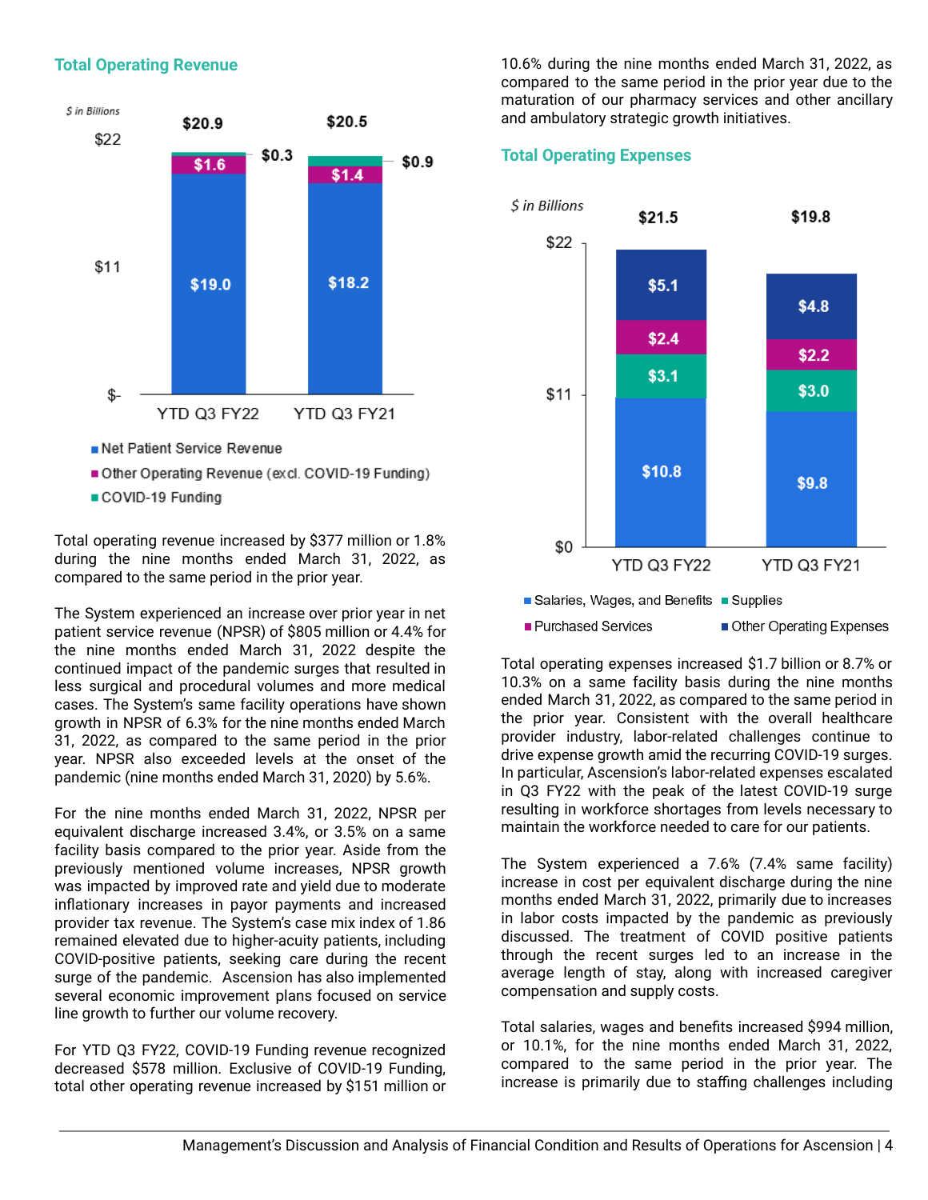## Total Operating Revenue

*$ in Billions*

| | YTD Q3 FY22 | YTD Q3 FY21 |
|---|---|---|
| Net Patient Service Revenue | $19.0 | $18.2 |
| Other Operating Revenue (excl. COVID-19 Funding) | $1.6 | $1.4 |
| COVID-19 Funding | $0.3 | $0.9 |
| Total | $20.9 | $20.5 |

Total operating revenue increased by $377 million or 1.8% during the nine months ended March 31, 2022, as compared to the same period in the prior year.

The System experienced an increase over prior year in net patient service revenue (NPSR) of $805 million or 4.4% for the nine months ended March 31, 2022 despite the continued impact of the pandemic surges that resulted in less surgical and procedural volumes and more medical cases. The System's same facility operations have shown growth in NPSR of 6.3% for the nine months ended March 31, 2022, as compared to the same period in the prior year. NPSR also exceeded levels at the onset of the pandemic (nine months ended March 31, 2020) by 5.6%.

For the nine months ended March 31, 2022, NPSR per equivalent discharge increased 3.4%, or 3.5% on a same facility basis compared to the prior year. Aside from the previously mentioned volume increases, NPSR growth was impacted by improved rate and yield due to moderate inflationary increases in payor payments and increased provider tax revenue. The System's case mix index of 1.86 remained elevated due to higher-acuity patients, including COVID-positive patients, seeking care during the recent surge of the pandemic. Ascension has also implemented several economic improvement plans focused on service line growth to further our volume recovery.

For YTD Q3 FY22, COVID-19 Funding revenue recognized decreased $578 million. Exclusive of COVID-19 Funding, total other operating revenue increased by $151 million or 10.6% during the nine months ended March 31, 2022, as compared to the same period in the prior year due to the maturation of our pharmacy services and other ancillary and ambulatory strategic growth initiatives.

## Total Operating Expenses

*$ in Billions*

| | YTD Q3 FY22 | YTD Q3 FY21 |
|---|---|---|
| Salaries, Wages, and Benefits | $10.8 | $9.8 |
| Supplies | $3.1 | $3.0 |
| Purchased Services | $2.4 | $2.2 |
| Other Operating Expenses | $5.1 | $4.8 |
| Total | $21.5 | $19.8 |

Total operating expenses increased $1.7 billion or 8.7% or 10.3% on a same facility basis during the nine months ended March 31, 2022, as compared to the same period in the prior year. Consistent with the overall healthcare provider industry, labor-related challenges continue to drive expense growth amid the recurring COVID-19 surges. In particular, Ascension's labor-related expenses escalated in Q3 FY22 with the peak of the latest COVID-19 surge resulting in workforce shortages from levels necessary to maintain the workforce needed to care for our patients.

The System experienced a 7.6% (7.4% same facility) increase in cost per equivalent discharge during the nine months ended March 31, 2022, primarily due to increases in labor costs impacted by the pandemic as previously discussed. The treatment of COVID positive patients through the recent surges led to an increase in the average length of stay, along with increased caregiver compensation and supply costs.

Total salaries, wages and benefits increased $994 million, or 10.1%, for the nine months ended March 31, 2022, compared to the same period in the prior year. The increase is primarily due to staffing challenges including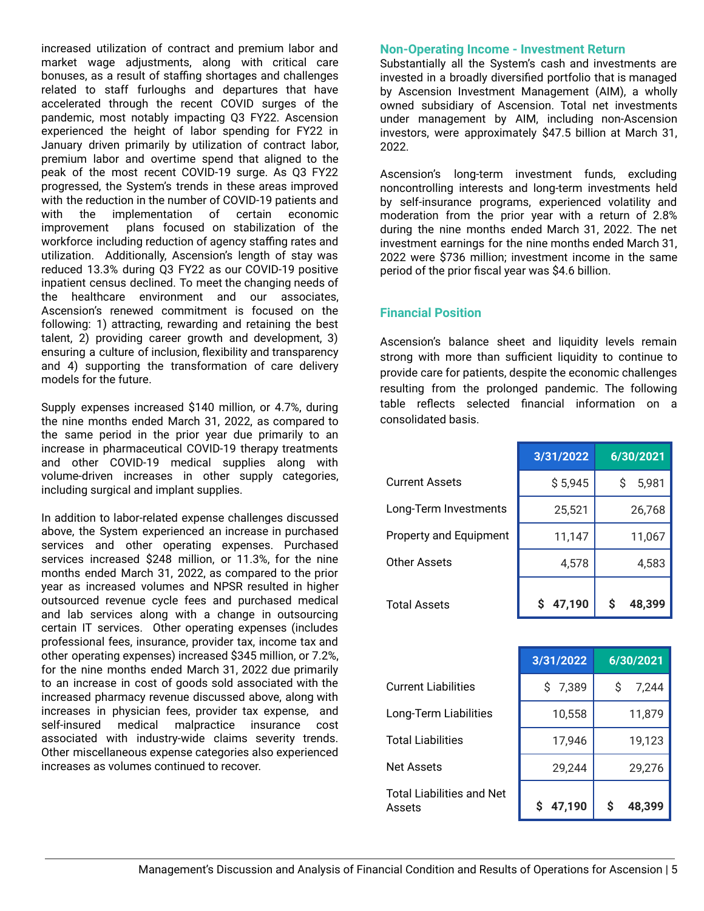increased utilization of contract and premium labor and market wage adjustments, along with critical care bonuses, as a result of staffing shortages and challenges related to staff furloughs and departures that have accelerated through the recent COVID surges of the pandemic, most notably impacting Q3 FY22. Ascension experienced the height of labor spending for FY22 in January driven primarily by utilization of contract labor, premium labor and overtime spend that aligned to the peak of the most recent COVID-19 surge. As Q3 FY22 progressed, the System's trends in these areas improved with the reduction in the number of COVID-19 patients and with the implementation of certain economic improvement plans focused on stabilization of the workforce including reduction of agency staffing rates and utilization. Additionally, Ascension's length of stay was reduced 13.3% during Q3 FY22 as our COVID-19 positive inpatient census declined. To meet the changing needs of the healthcare environment and our associates, Ascension's renewed commitment is focused on the following: 1) attracting, rewarding and retaining the best talent, 2) providing career growth and development, 3) ensuring a culture of inclusion, flexibility and transparency and 4) supporting the transformation of care delivery models for the future.

Supply expenses increased $140 million, or 4.7%, during the nine months ended March 31, 2022, as compared to the same period in the prior year due primarily to an increase in pharmaceutical COVID-19 therapy treatments and other COVID-19 medical supplies along with volume-driven increases in other supply categories, including surgical and implant supplies.

In addition to labor-related expense challenges discussed above, the System experienced an increase in purchased services and other operating expenses. Purchased services increased $248 million, or 11.3%, for the nine months ended March 31, 2022, as compared to the prior year as increased volumes and NPSR resulted in higher outsourced revenue cycle fees and purchased medical and lab services along with a change in outsourcing certain IT services. Other operating expenses (includes professional fees, insurance, provider tax, income tax and other operating expenses) increased $345 million, or 7.2%, for the nine months ended March 31, 2022 due primarily to an increase in cost of goods sold associated with the increased pharmacy revenue discussed above, along with increases in physician fees, provider tax expense, and self-insured medical malpractice insurance cost associated with industry-wide claims severity trends. Other miscellaneous expense categories also experienced increases as volumes continued to recover.

## Non-Operating Income - Investment Return

Substantially all the System's cash and investments are invested in a broadly diversified portfolio that is managed by Ascension Investment Management (AIM), a wholly owned subsidiary of Ascension. Total net investments under management by AIM, including non-Ascension investors, were approximately $47.5 billion at March 31, 2022.

Ascension's long-term investment funds, excluding noncontrolling interests and long-term investments held by self-insurance programs, experienced volatility and moderation from the prior year with a return of 2.8% during the nine months ended March 31, 2022. The net investment earnings for the nine months ended March 31, 2022 were $736 million; investment income in the same period of the prior fiscal year was $4.6 billion.

## Financial Position

Ascension's balance sheet and liquidity levels remain strong with more than sufficient liquidity to continue to provide care for patients, despite the economic challenges resulting from the prolonged pandemic. The following table reflects selected financial information on a consolidated basis.

| | 3/31/2022 | 6/30/2021 |
|---|---|---|
| Current Assets | $ 5,945 | $ 5,981 |
| Long-Term Investments | 25,521 | 26,768 |
| Property and Equipment | 11,147 | 11,067 |
| Other Assets | 4,578 | 4,583 |
| Total Assets | **$ 47,190** | **$ 48,399** |

| | 3/31/2022 | 6/30/2021 |
|---|---|---|
| Current Liabilities | $ 7,389 | $ 7,244 |
| Long-Term Liabilities | 10,558 | 11,879 |
| Total Liabilities | 17,946 | 19,123 |
| Net Assets | 29,244 | 29,276 |
| Total Liabilities and Net Assets | **$ 47,190** | **$ 48,399** |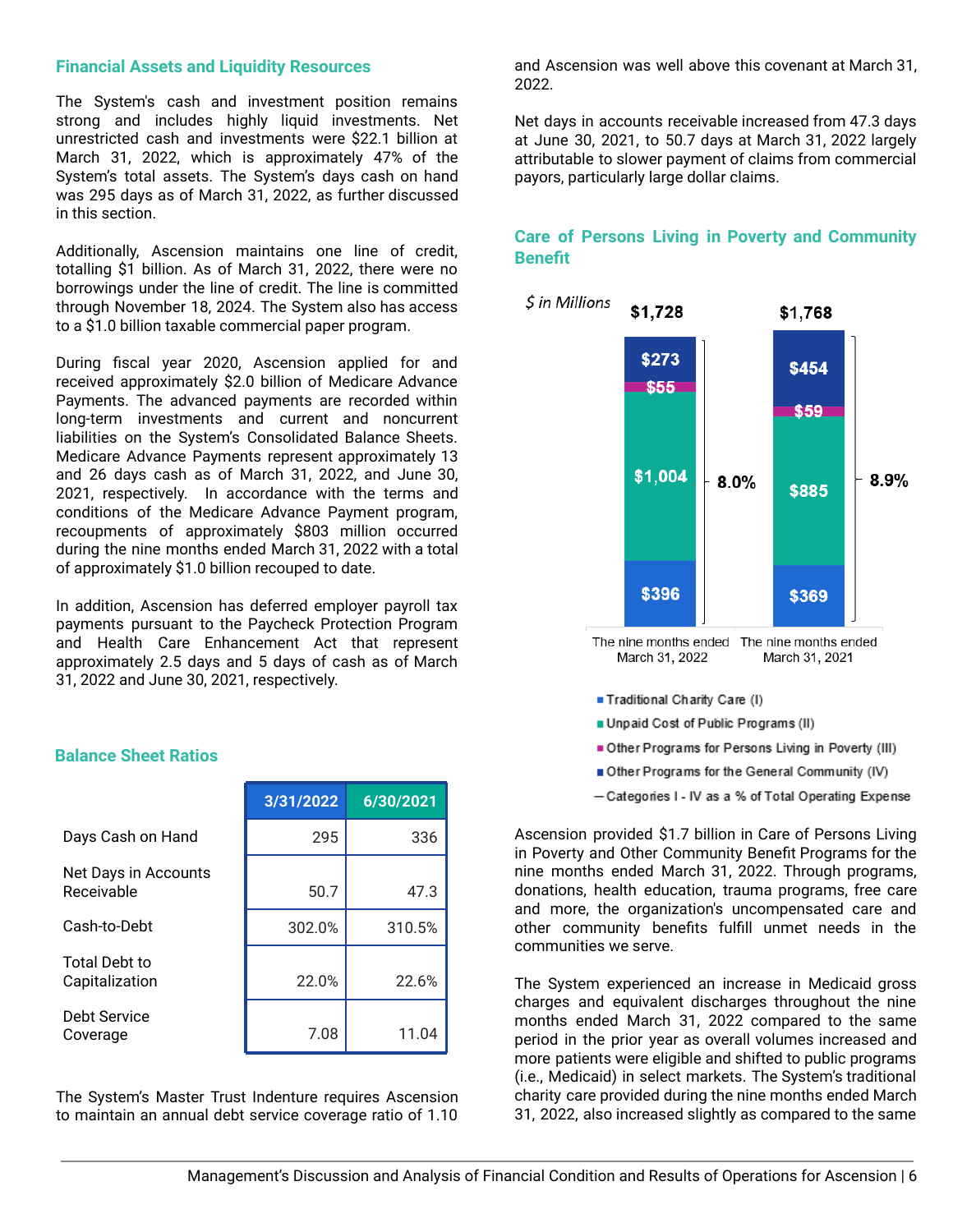## Financial Assets and Liquidity Resources

The System's cash and investment position remains strong and includes highly liquid investments. Net unrestricted cash and investments were $22.1 billion at March 31, 2022, which is approximately 47% of the System's total assets. The System's days cash on hand was 295 days as of March 31, 2022, as further discussed in this section.

Additionally, Ascension maintains one line of credit, totalling $1 billion. As of March 31, 2022, there were no borrowings under the line of credit. The line is committed through November 18, 2024. The System also has access to a $1.0 billion taxable commercial paper program.

During fiscal year 2020, Ascension applied for and received approximately $2.0 billion of Medicare Advance Payments. The advanced payments are recorded within long-term investments and current and noncurrent liabilities on the System's Consolidated Balance Sheets. Medicare Advance Payments represent approximately 13 and 26 days cash as of March 31, 2022, and June 30, 2021, respectively. In accordance with the terms and conditions of the Medicare Advance Payment program, recoupments of approximately $803 million occurred during the nine months ended March 31, 2022 with a total of approximately $1.0 billion recouped to date.

In addition, Ascension has deferred employer payroll tax payments pursuant to the Paycheck Protection Program and Health Care Enhancement Act that represent approximately 2.5 days and 5 days of cash as of March 31, 2022 and June 30, 2021, respectively.

## Balance Sheet Ratios

| | 3/31/2022 | 6/30/2021 |
|---|---|---|
| Days Cash on Hand | 295 | 336 |
| Net Days in Accounts Receivable | 50.7 | 47.3 |
| Cash-to-Debt | 302.0% | 310.5% |
| Total Debt to Capitalization | 22.0% | 22.6% |
| Debt Service Coverage | 7.08 | 11.04 |

The System's Master Trust Indenture requires Ascension to maintain an annual debt service coverage ratio of 1.10 and Ascension was well above this covenant at March 31, 2022.

Net days in accounts receivable increased from 47.3 days at June 30, 2021, to 50.7 days at March 31, 2022 largely attributable to slower payment of claims from commercial payors, particularly large dollar claims.

## Care of Persons Living in Poverty and Community Benefit

*$ in Millions*

| | The nine months ended March 31, 2022 | The nine months ended March 31, 2021 |
|---|---|---|
| Traditional Charity Care (I) | $396 | $369 |
| Unpaid Cost of Public Programs (II) | $1,004 | $885 |
| Other Programs for Persons Living in Poverty (III) | $55 | $59 |
| Other Programs for the General Community (IV) | $273 | $454 |
| Total | $1,728 | $1,768 |
| Categories I - IV as a % of Total Operating Expense | 8.0% | 8.9% |

Ascension provided $1.7 billion in Care of Persons Living in Poverty and Other Community Benefit Programs for the nine months ended March 31, 2022. Through programs, donations, health education, trauma programs, free care and more, the organization's uncompensated care and other community benefits fulfill unmet needs in the communities we serve.

The System experienced an increase in Medicaid gross charges and equivalent discharges throughout the nine months ended March 31, 2022 compared to the same period in the prior year as overall volumes increased and more patients were eligible and shifted to public programs (i.e., Medicaid) in select markets. The System's traditional charity care provided during the nine months ended March 31, 2022, also increased slightly as compared to the same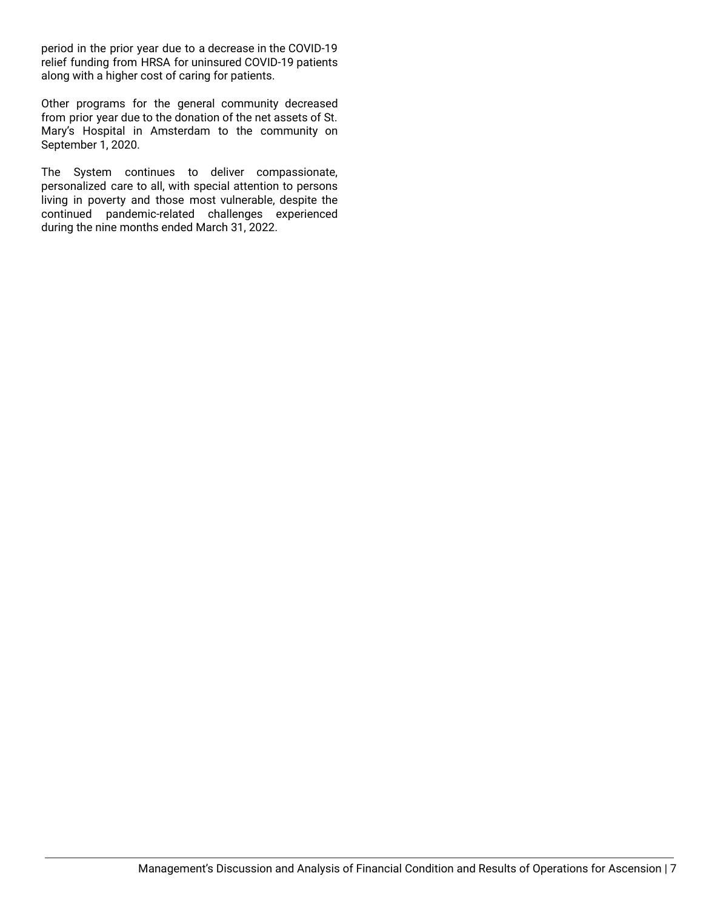period in the prior year due to a decrease in the COVID-19 relief funding from HRSA for uninsured COVID-19 patients along with a higher cost of caring for patients.

Other programs for the general community decreased from prior year due to the donation of the net assets of St. Mary's Hospital in Amsterdam to the community on September 1, 2020.

The System continues to deliver compassionate, personalized care to all, with special attention to persons living in poverty and those most vulnerable, despite the continued pandemic-related challenges experienced during the nine months ended March 31, 2022.